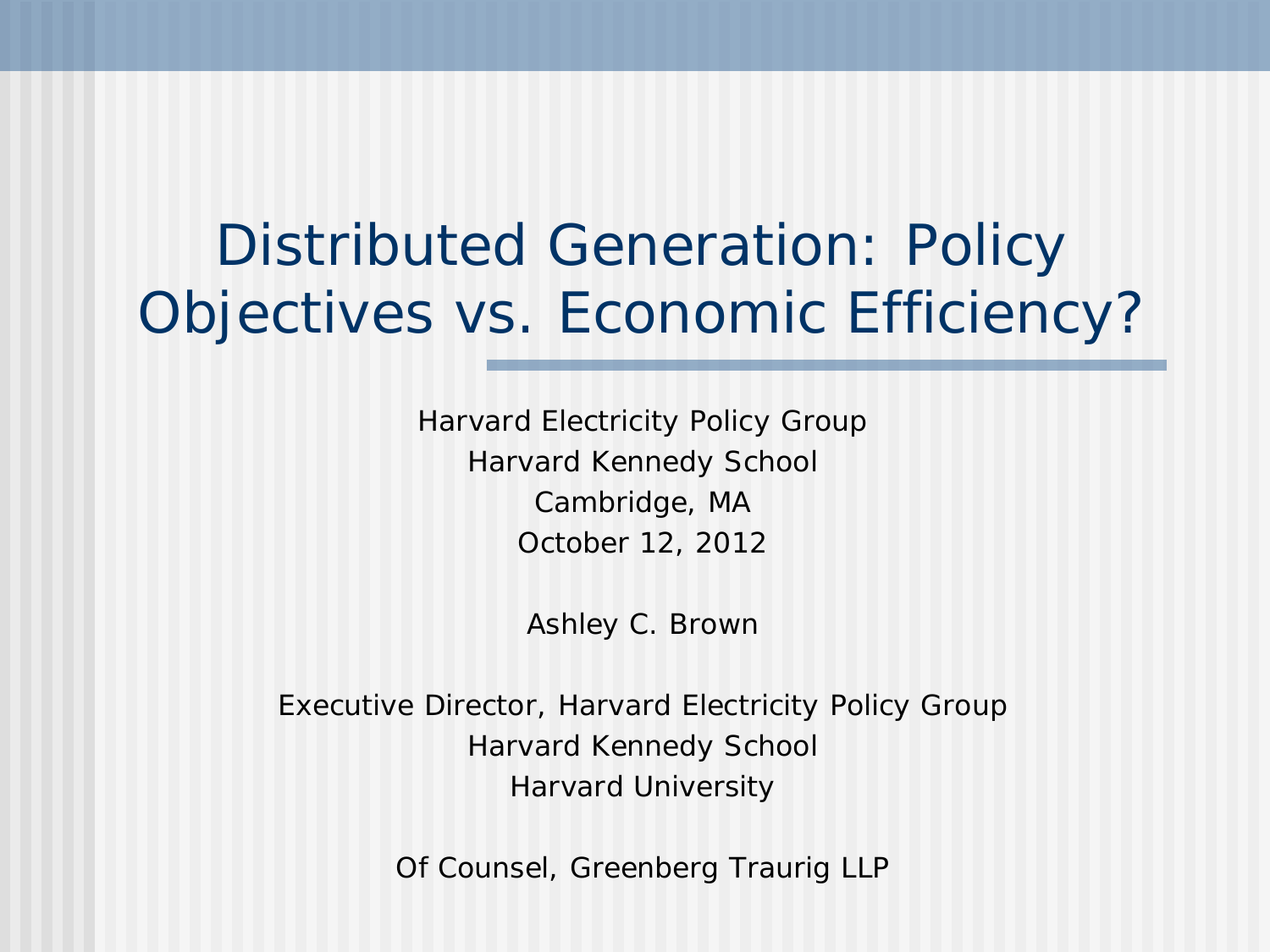# Distributed Generation: Policy Objectives vs. Economic Efficiency?

Harvard Electricity Policy Group
Harvard Kennedy School
Cambridge, MA
October 12, 2012

Ashley C. Brown

Executive Director, Harvard Electricity Policy Group
Harvard Kennedy School
Harvard University

Of Counsel, Greenberg Traurig LLP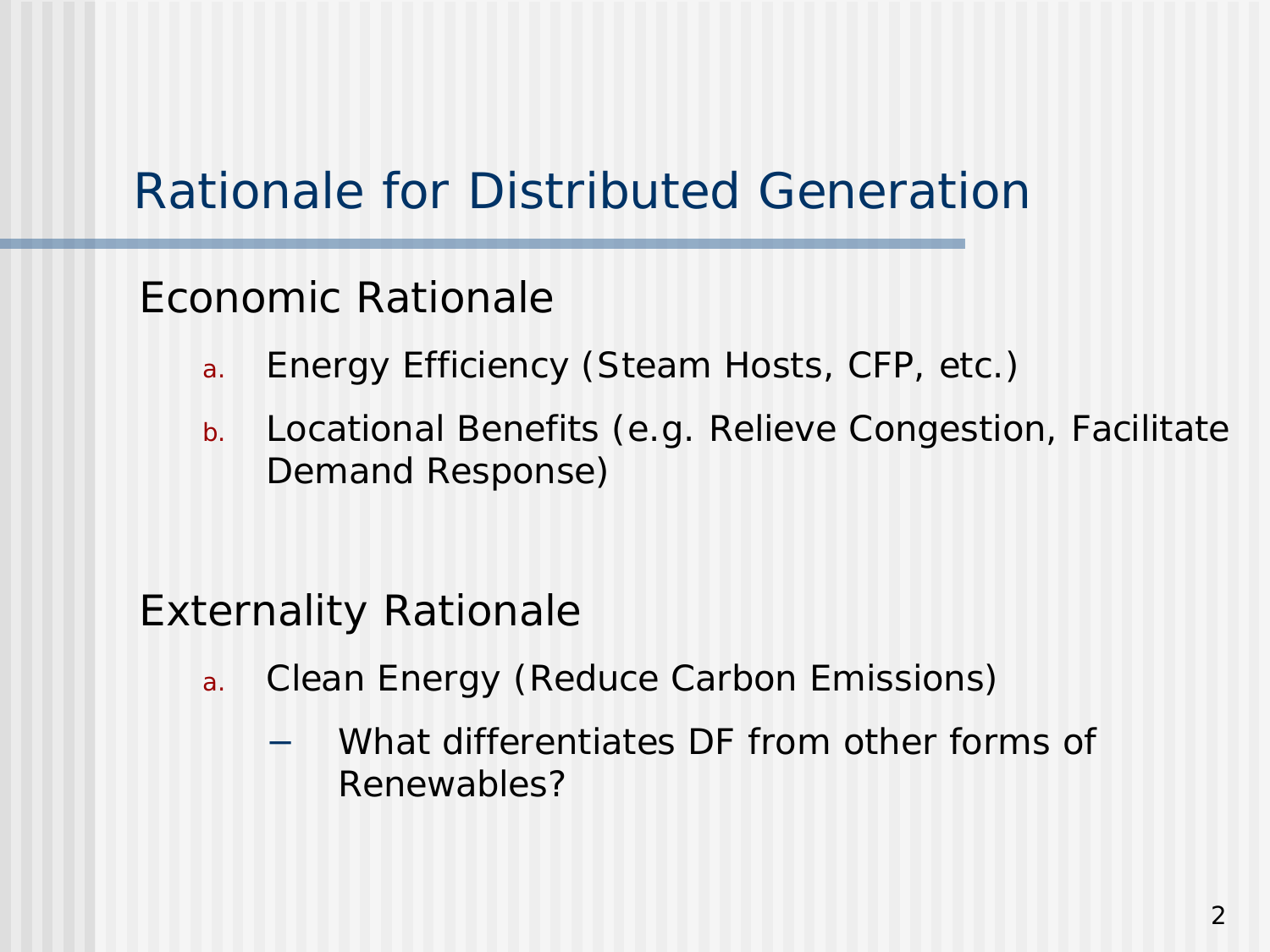# Rationale for Distributed Generation

## Economic Rationale

a. Energy Efficiency (Steam Hosts, CFP, etc.)
b. Locational Benefits (e.g. Relieve Congestion, Facilitate Demand Response)

## Externality Rationale

a. Clean Energy (Reduce Carbon Emissions)
   - What differentiates DF from other forms of Renewables?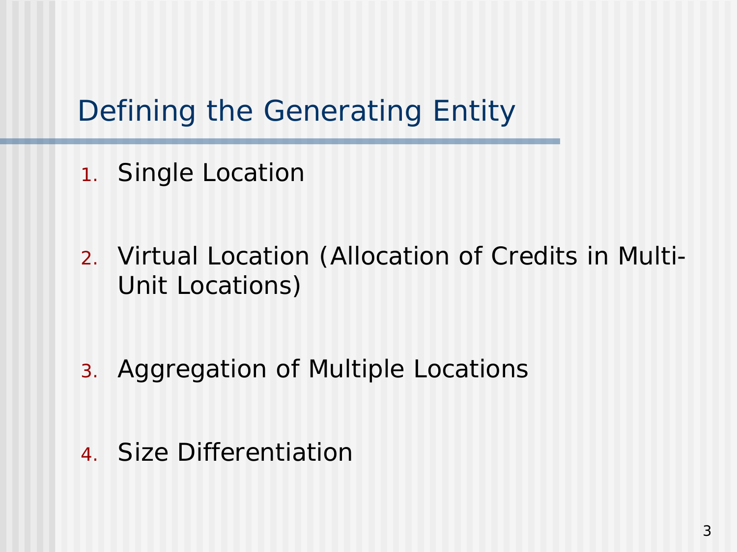# Defining the Generating Entity

1. Single Location

2. Virtual Location (Allocation of Credits in Multi-Unit Locations)

3. Aggregation of Multiple Locations

4. Size Differentiation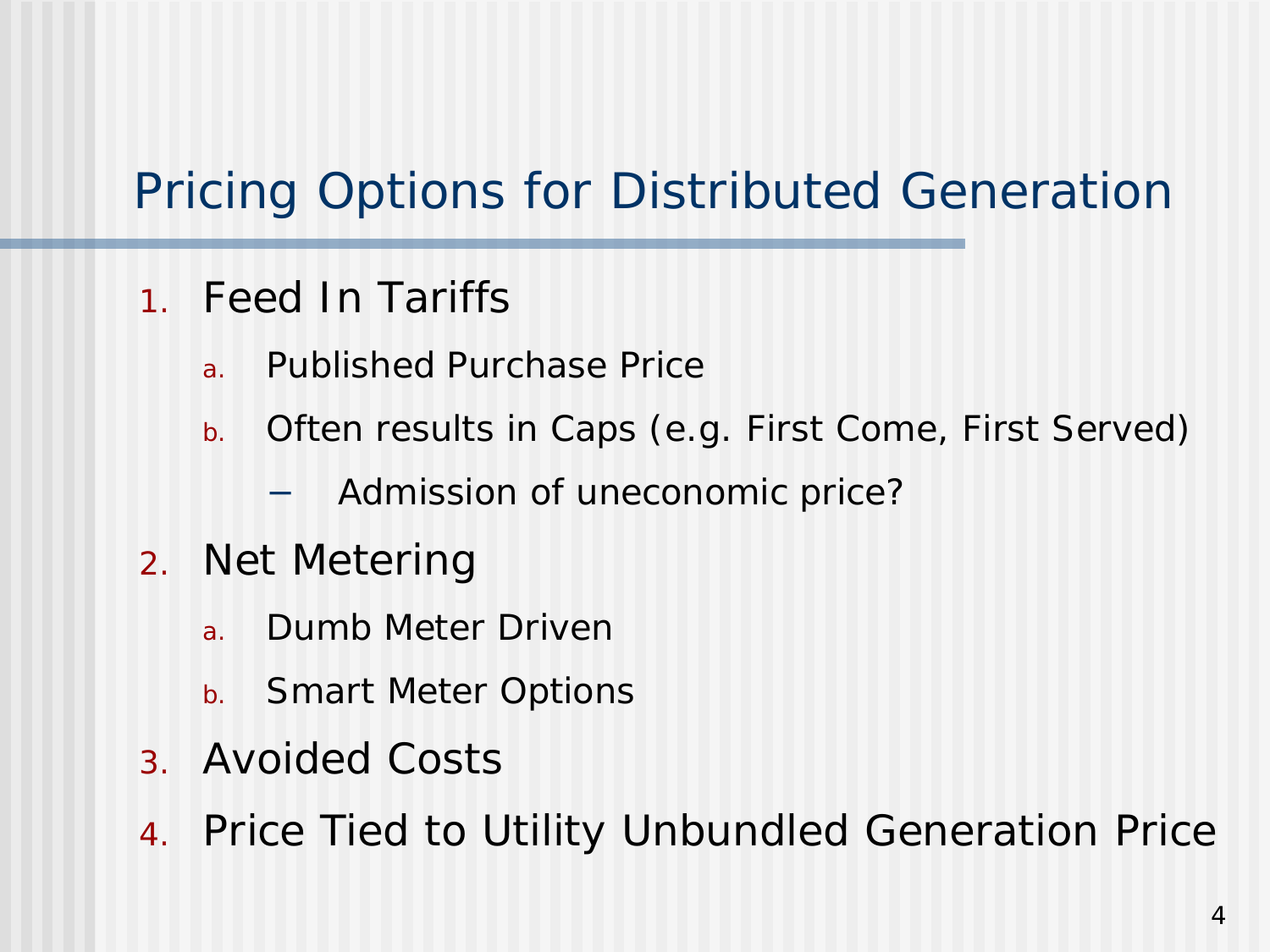# Pricing Options for Distributed Generation

1. Feed In Tariffs
   a. Published Purchase Price
   b. Often results in Caps (e.g. First Come, First Served)
      - Admission of uneconomic price?
2. Net Metering
   a. Dumb Meter Driven
   b. Smart Meter Options
3. Avoided Costs
4. Price Tied to Utility Unbundled Generation Price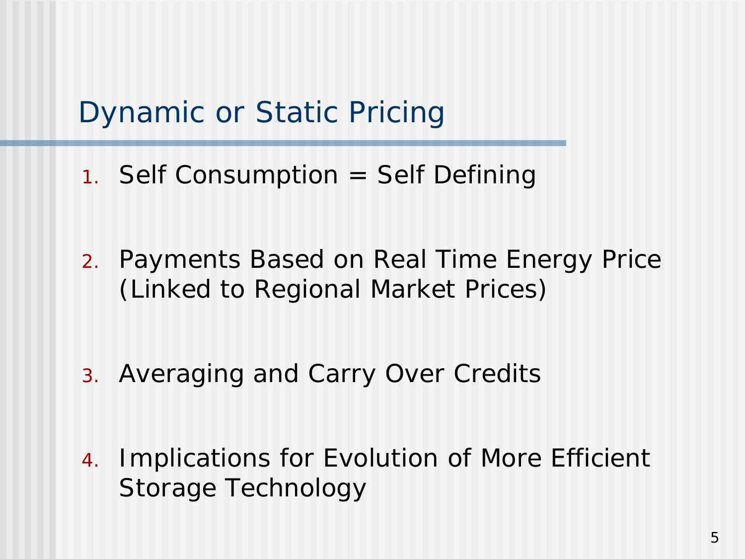# Dynamic or Static Pricing

1. Self Consumption = Self Defining
2. Payments Based on Real Time Energy Price (Linked to Regional Market Prices)
3. Averaging and Carry Over Credits
4. Implications for Evolution of More Efficient Storage Technology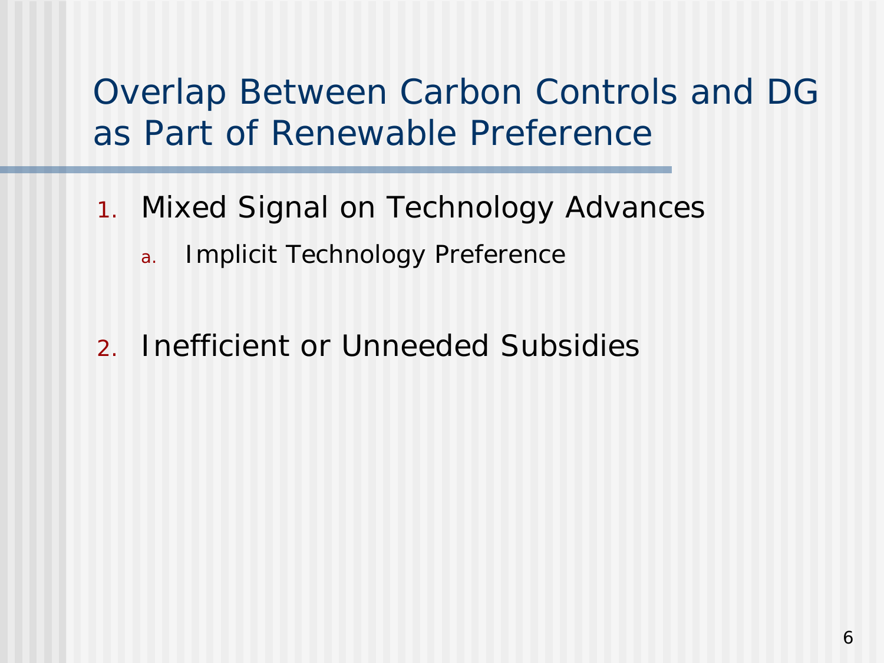# Overlap Between Carbon Controls and DG as Part of Renewable Preference

1. Mixed Signal on Technology Advances
   a. Implicit Technology Preference

2. Inefficient or Unneeded Subsidies